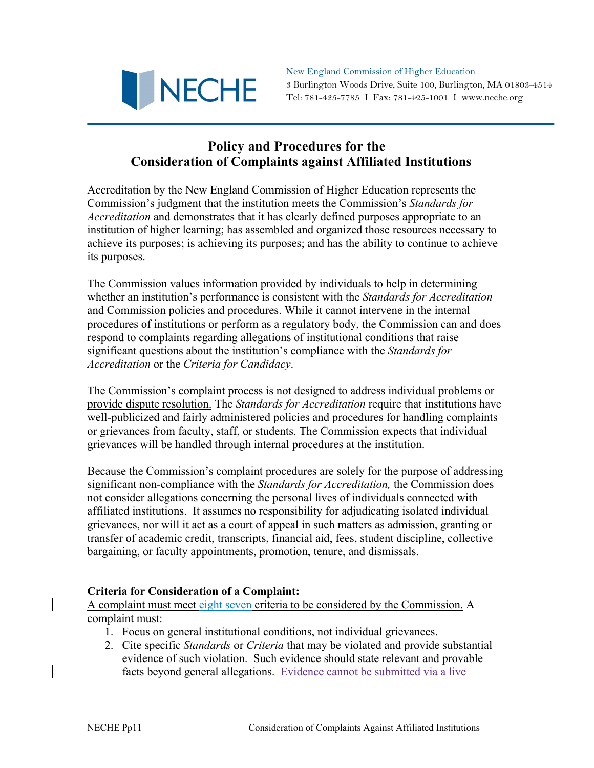New England Commission of Higher Education
3 Burlington Woods Drive, Suite 100, Burlington, MA 01803-4514
Tel: 781-425-7785 I Fax: 781-425-1001 I www.neche.org

# Policy and Procedures for the Consideration of Complaints against Affiliated Institutions

Accreditation by the New England Commission of Higher Education represents the Commission's judgment that the institution meets the Commission's *Standards for Accreditation* and demonstrates that it has clearly defined purposes appropriate to an institution of higher learning; has assembled and organized those resources necessary to achieve its purposes; is achieving its purposes; and has the ability to continue to achieve its purposes.

The Commission values information provided by individuals to help in determining whether an institution's performance is consistent with the *Standards for Accreditation* and Commission policies and procedures. While it cannot intervene in the internal procedures of institutions or perform as a regulatory body, the Commission can and does respond to complaints regarding allegations of institutional conditions that raise significant questions about the institution's compliance with the *Standards for Accreditation* or the *Criteria for Candidacy*.

The Commission's complaint process is not designed to address individual problems or provide dispute resolution. The *Standards for Accreditation* require that institutions have well-publicized and fairly administered policies and procedures for handling complaints or grievances from faculty, staff, or students. The Commission expects that individual grievances will be handled through internal procedures at the institution.

Because the Commission's complaint procedures are solely for the purpose of addressing significant non-compliance with the *Standards for Accreditation,* the Commission does not consider allegations concerning the personal lives of individuals connected with affiliated institutions. It assumes no responsibility for adjudicating isolated individual grievances, nor will it act as a court of appeal in such matters as admission, granting or transfer of academic credit, transcripts, financial aid, fees, student discipline, collective bargaining, or faculty appointments, promotion, tenure, and dismissals.

**Criteria for Consideration of a Complaint:**

A complaint must meet eight ~~seven~~ criteria to be considered by the Commission. A complaint must:

1. Focus on general institutional conditions, not individual grievances.
2. Cite specific *Standards* or *Criteria* that may be violated and provide substantial evidence of such violation. Such evidence should state relevant and provable facts beyond general allegations. Evidence cannot be submitted via a live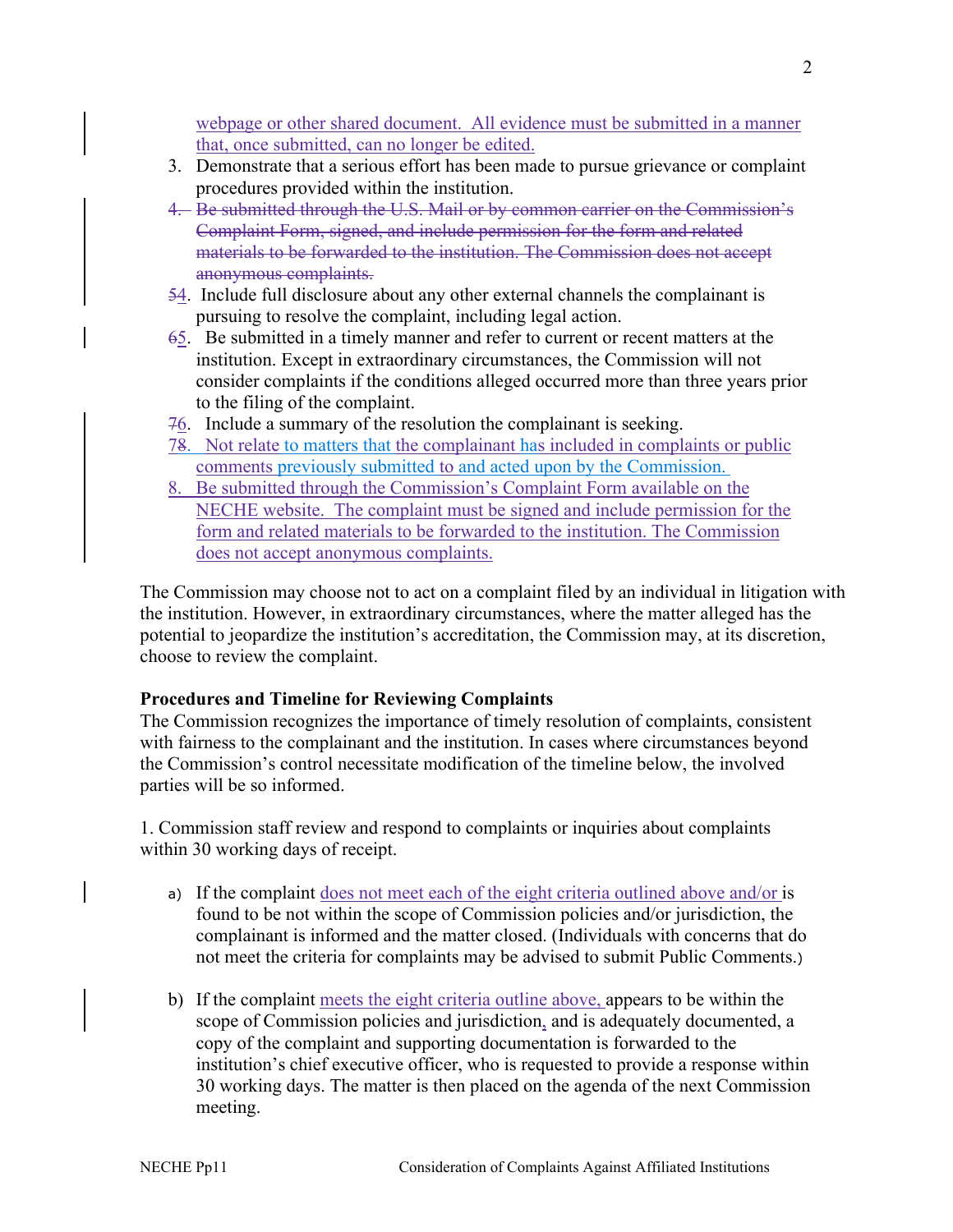webpage or other shared document. All evidence must be submitted in a manner that, once submitted, can no longer be edited.

3. Demonstrate that a serious effort has been made to pursue grievance or complaint procedures provided within the institution.
4. ~~Be submitted through the U.S. Mail or by common carrier on the Commission's Complaint Form, signed, and include permission for the form and related materials to be forwarded to the institution. The Commission does not accept anonymous complaints.~~
5. ~~5~~4. Include full disclosure about any other external channels the complainant is pursuing to resolve the complaint, including legal action.
6. ~~6~~5. Be submitted in a timely manner and refer to current or recent matters at the institution. Except in extraordinary circumstances, the Commission will not consider complaints if the conditions alleged occurred more than three years prior to the filing of the complaint.
7. ~~7~~6. Include a summary of the resolution the complainant is seeking.
8. ~~7~~8. Not relate to matters that the complainant has included in complaints or public comments previously submitted to and acted upon by the Commission.
9. 8. Be submitted through the Commission's Complaint Form available on the NECHE website. The complaint must be signed and include permission for the form and related materials to be forwarded to the institution. The Commission does not accept anonymous complaints.

The Commission may choose not to act on a complaint filed by an individual in litigation with the institution. However, in extraordinary circumstances, where the matter alleged has the potential to jeopardize the institution's accreditation, the Commission may, at its discretion, choose to review the complaint.

**Procedures and Timeline for Reviewing Complaints**

The Commission recognizes the importance of timely resolution of complaints, consistent with fairness to the complainant and the institution. In cases where circumstances beyond the Commission's control necessitate modification of the timeline below, the involved parties will be so informed.

1. Commission staff review and respond to complaints or inquiries about complaints within 30 working days of receipt.

    a) If the complaint does not meet each of the eight criteria outlined above and/or is found to be not within the scope of Commission policies and/or jurisdiction, the complainant is informed and the matter closed. (Individuals with concerns that do not meet the criteria for complaints may be advised to submit Public Comments.)

    b) If the complaint meets the eight criteria outline above, appears to be within the scope of Commission policies and jurisdiction, and is adequately documented, a copy of the complaint and supporting documentation is forwarded to the institution's chief executive officer, who is requested to provide a response within 30 working days. The matter is then placed on the agenda of the next Commission meeting.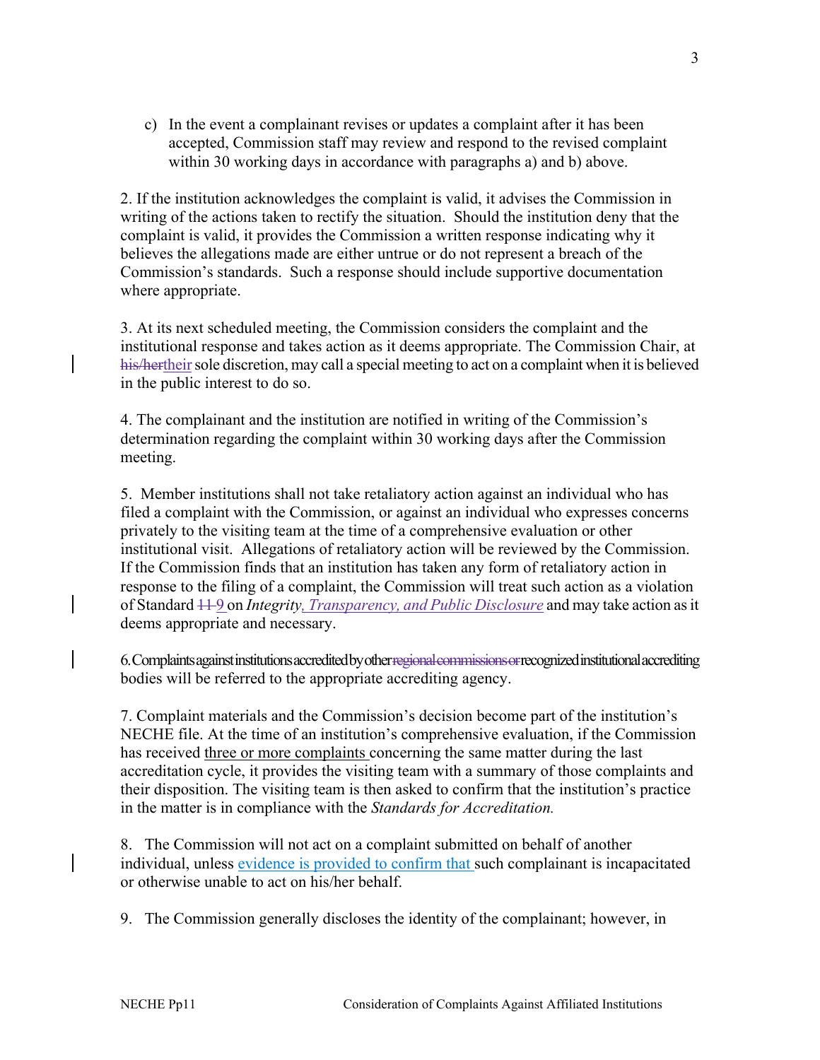c) In the event a complainant revises or updates a complaint after it has been accepted, Commission staff may review and respond to the revised complaint within 30 working days in accordance with paragraphs a) and b) above.

2. If the institution acknowledges the complaint is valid, it advises the Commission in writing of the actions taken to rectify the situation. Should the institution deny that the complaint is valid, it provides the Commission a written response indicating why it believes the allegations made are either untrue or do not represent a breach of the Commission's standards. Such a response should include supportive documentation where appropriate.

3. At its next scheduled meeting, the Commission considers the complaint and the institutional response and takes action as it deems appropriate. The Commission Chair, at ~~his/her~~<u>their</u> sole discretion, may call a special meeting to act on a complaint when it is believed in the public interest to do so.

4. The complainant and the institution are notified in writing of the Commission's determination regarding the complaint within 30 working days after the Commission meeting.

5. Member institutions shall not take retaliatory action against an individual who has filed a complaint with the Commission, or against an individual who expresses concerns privately to the visiting team at the time of a comprehensive evaluation or other institutional visit. Allegations of retaliatory action will be reviewed by the Commission. If the Commission finds that an institution has taken any form of retaliatory action in response to the filing of a complaint, the Commission will treat such action as a violation of Standard ~~11~~ <u>9</u> on *Integrity<u>, Transparency, and Public Disclosure</u>* and may take action as it deems appropriate and necessary.

6. Complaints against institutions accredited by other ~~regional commissions or~~ recognized institutional accrediting bodies will be referred to the appropriate accrediting agency.

7. Complaint materials and the Commission's decision become part of the institution's NECHE file. At the time of an institution's comprehensive evaluation, if the Commission has received <u>three or more complaints</u> concerning the same matter during the last accreditation cycle, it provides the visiting team with a summary of those complaints and their disposition. The visiting team is then asked to confirm that the institution's practice in the matter is in compliance with the *Standards for Accreditation.*

8. The Commission will not act on a complaint submitted on behalf of another individual, unless <u>evidence is provided to confirm that</u> such complainant is incapacitated or otherwise unable to act on his/her behalf.

9. The Commission generally discloses the identity of the complainant; however, in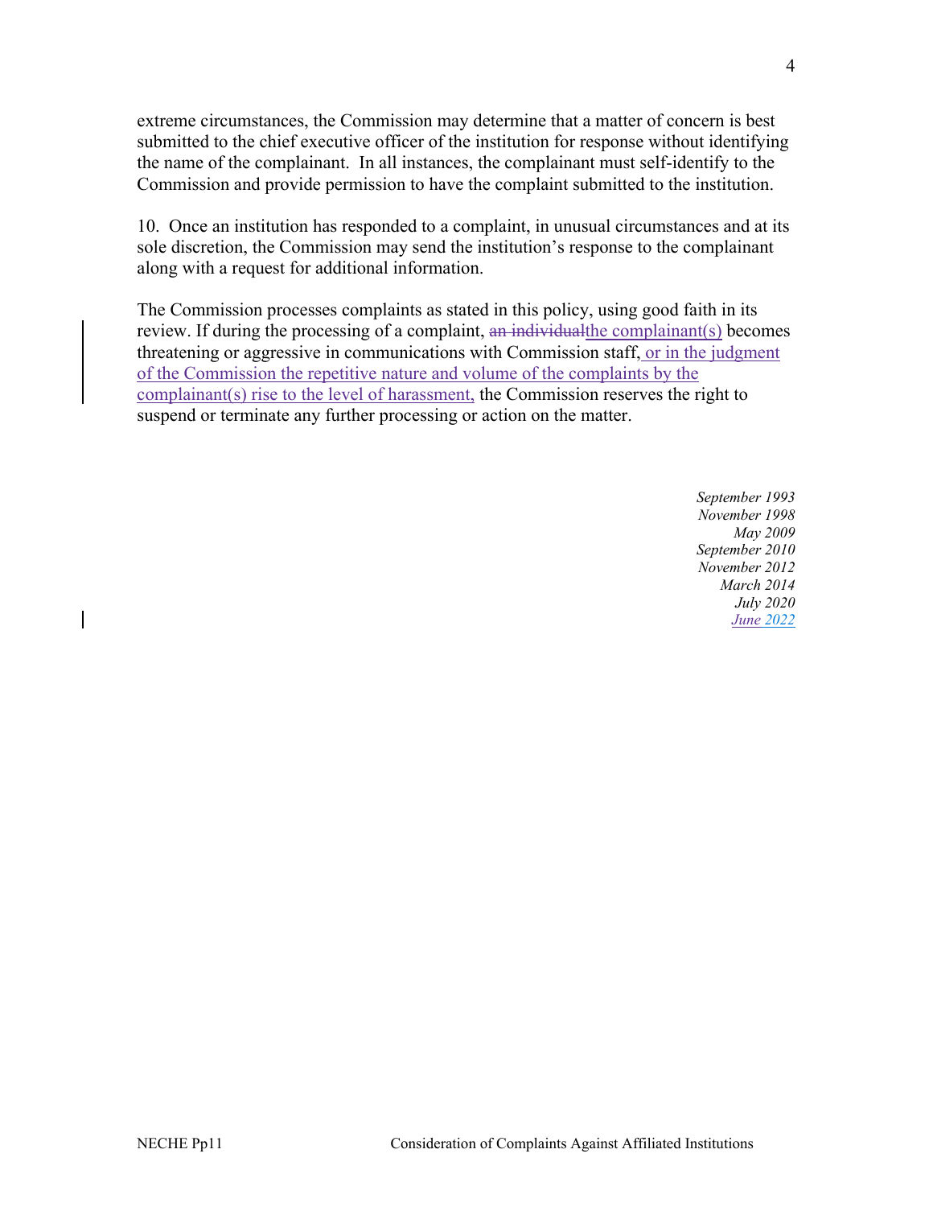extreme circumstances, the Commission may determine that a matter of concern is best submitted to the chief executive officer of the institution for response without identifying the name of the complainant. In all instances, the complainant must self-identify to the Commission and provide permission to have the complaint submitted to the institution.

10. Once an institution has responded to a complaint, in unusual circumstances and at its sole discretion, the Commission may send the institution's response to the complainant along with a request for additional information.

The Commission processes complaints as stated in this policy, using good faith in its review. If during the processing of a complaint, ~~an individual~~the complainant(s) becomes threatening or aggressive in communications with Commission staff, or in the judgment of the Commission the repetitive nature and volume of the complaints by the complainant(s) rise to the level of harassment, the Commission reserves the right to suspend or terminate any further processing or action on the matter.

*September 1993*
*November 1998*
*May 2009*
*September 2010*
*November 2012*
*March 2014*
*July 2020*
*June 2022*